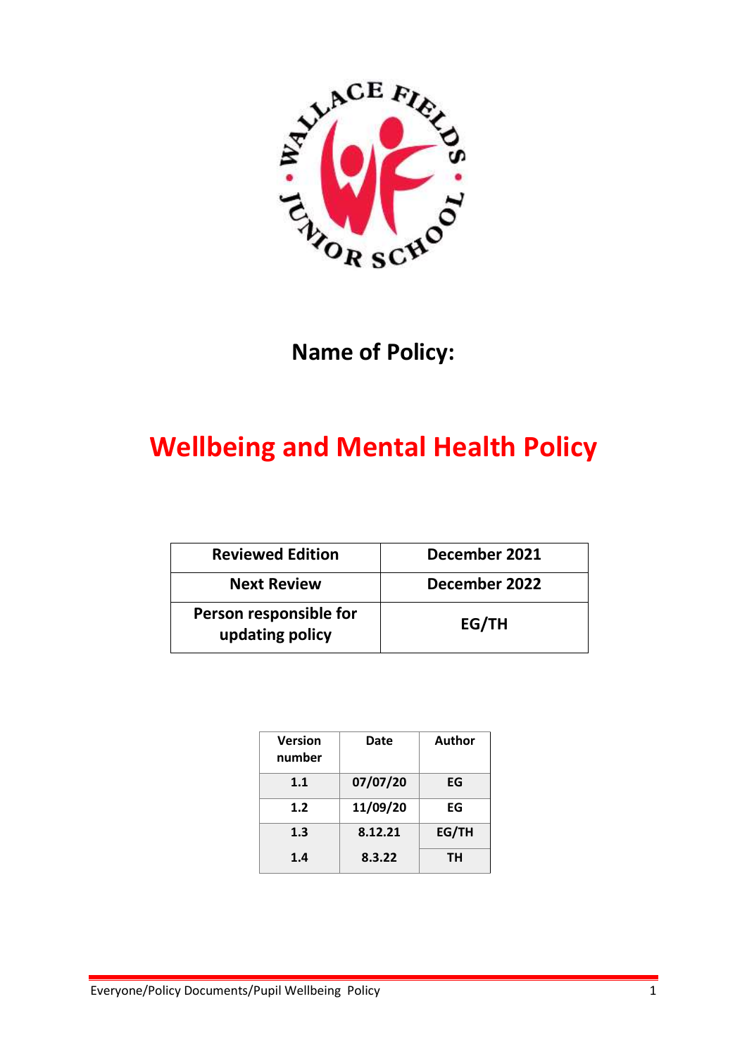**Name of Policy:**

# Wellbeing and Mental Health Policy

| Reviewed Edition | December 2021 |
|---|---|
| Next Review | December 2022 |
| Person responsible for updating policy | EG/TH |

| Version number | Date | Author |
|---|---|---|
| 1.1 | 07/07/20 | EG |
| 1.2 | 11/09/20 | EG |
| 1.3 | 8.12.21 | EG/TH |
| 1.4 | 8.3.22 | TH |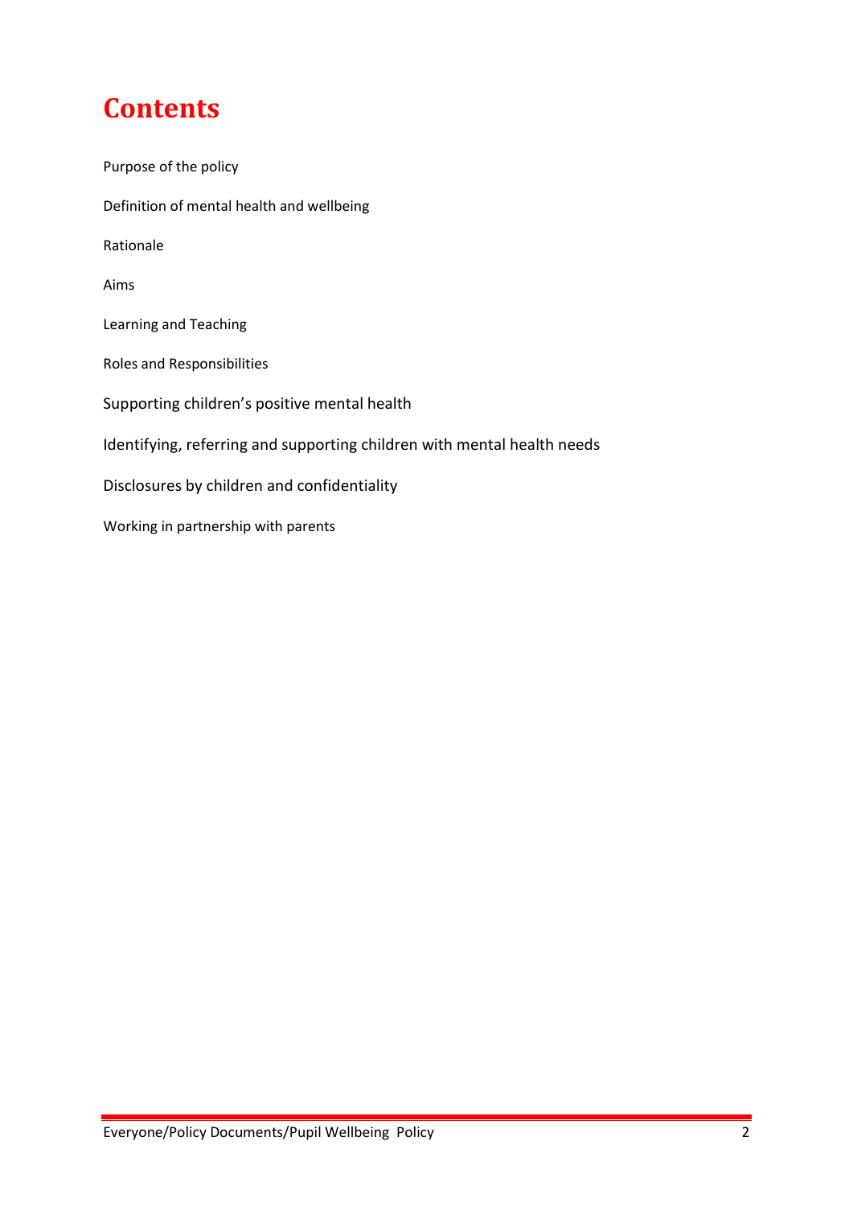# Contents

Purpose of the policy

Definition of mental health and wellbeing

Rationale

Aims

Learning and Teaching

Roles and Responsibilities

Supporting children's positive mental health

Identifying, referring and supporting children with mental health needs

Disclosures by children and confidentiality

Working in partnership with parents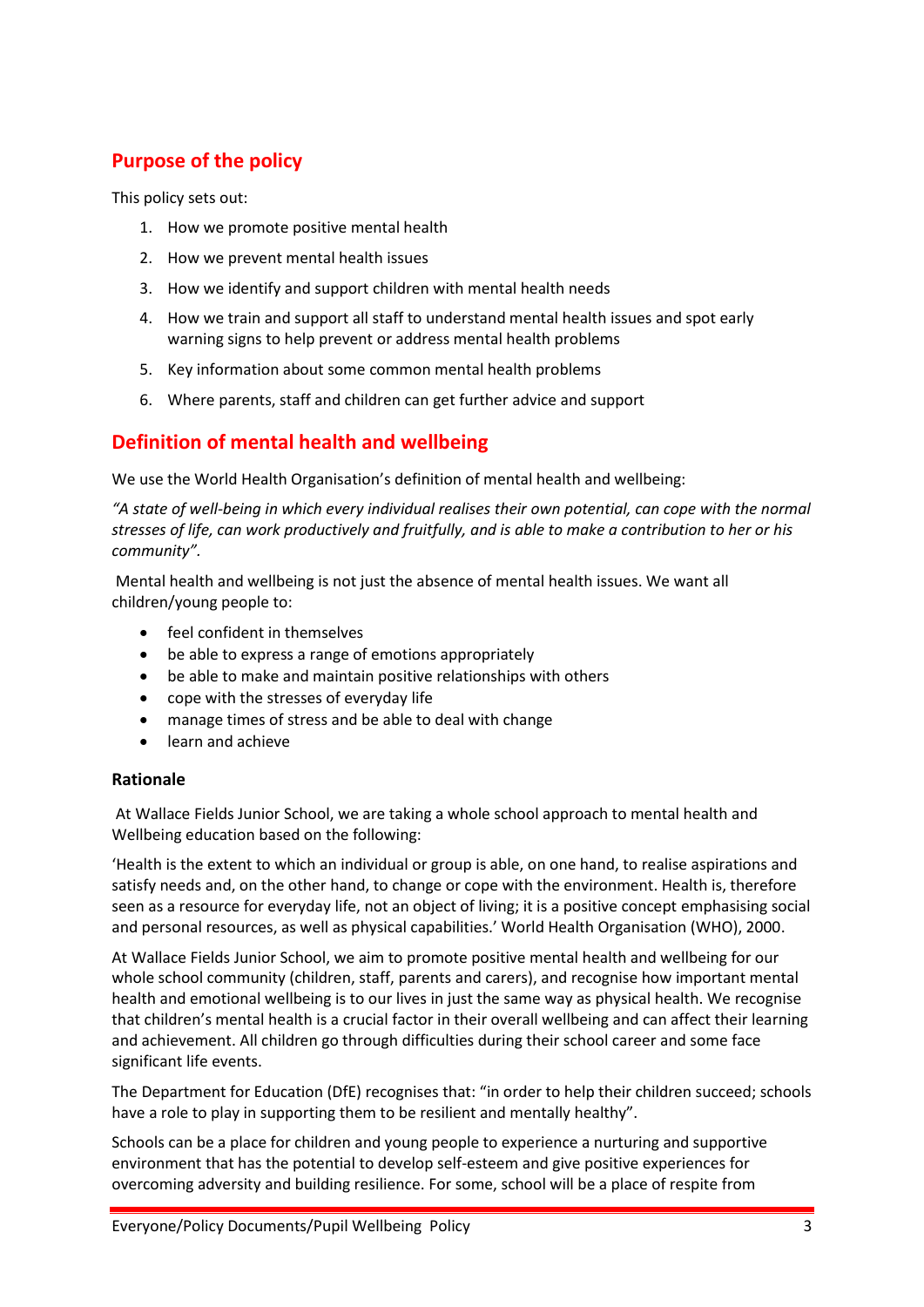## Purpose of the policy

This policy sets out:

1. How we promote positive mental health
2. How we prevent mental health issues
3. How we identify and support children with mental health needs
4. How we train and support all staff to understand mental health issues and spot early warning signs to help prevent or address mental health problems
5. Key information about some common mental health problems
6. Where parents, staff and children can get further advice and support

## Definition of mental health and wellbeing

We use the World Health Organisation's definition of mental health and wellbeing:

*"A state of well-being in which every individual realises their own potential, can cope with the normal stresses of life, can work productively and fruitfully, and is able to make a contribution to her or his community".*

Mental health and wellbeing is not just the absence of mental health issues. We want all children/young people to:

- feel confident in themselves
- be able to express a range of emotions appropriately
- be able to make and maintain positive relationships with others
- cope with the stresses of everyday life
- manage times of stress and be able to deal with change
- learn and achieve

### Rationale

At Wallace Fields Junior School, we are taking a whole school approach to mental health and Wellbeing education based on the following:

'Health is the extent to which an individual or group is able, on one hand, to realise aspirations and satisfy needs and, on the other hand, to change or cope with the environment. Health is, therefore seen as a resource for everyday life, not an object of living; it is a positive concept emphasising social and personal resources, as well as physical capabilities.' World Health Organisation (WHO), 2000.

At Wallace Fields Junior School, we aim to promote positive mental health and wellbeing for our whole school community (children, staff, parents and carers), and recognise how important mental health and emotional wellbeing is to our lives in just the same way as physical health. We recognise that children's mental health is a crucial factor in their overall wellbeing and can affect their learning and achievement. All children go through difficulties during their school career and some face significant life events.

The Department for Education (DfE) recognises that: "in order to help their children succeed; schools have a role to play in supporting them to be resilient and mentally healthy".

Schools can be a place for children and young people to experience a nurturing and supportive environment that has the potential to develop self-esteem and give positive experiences for overcoming adversity and building resilience. For some, school will be a place of respite from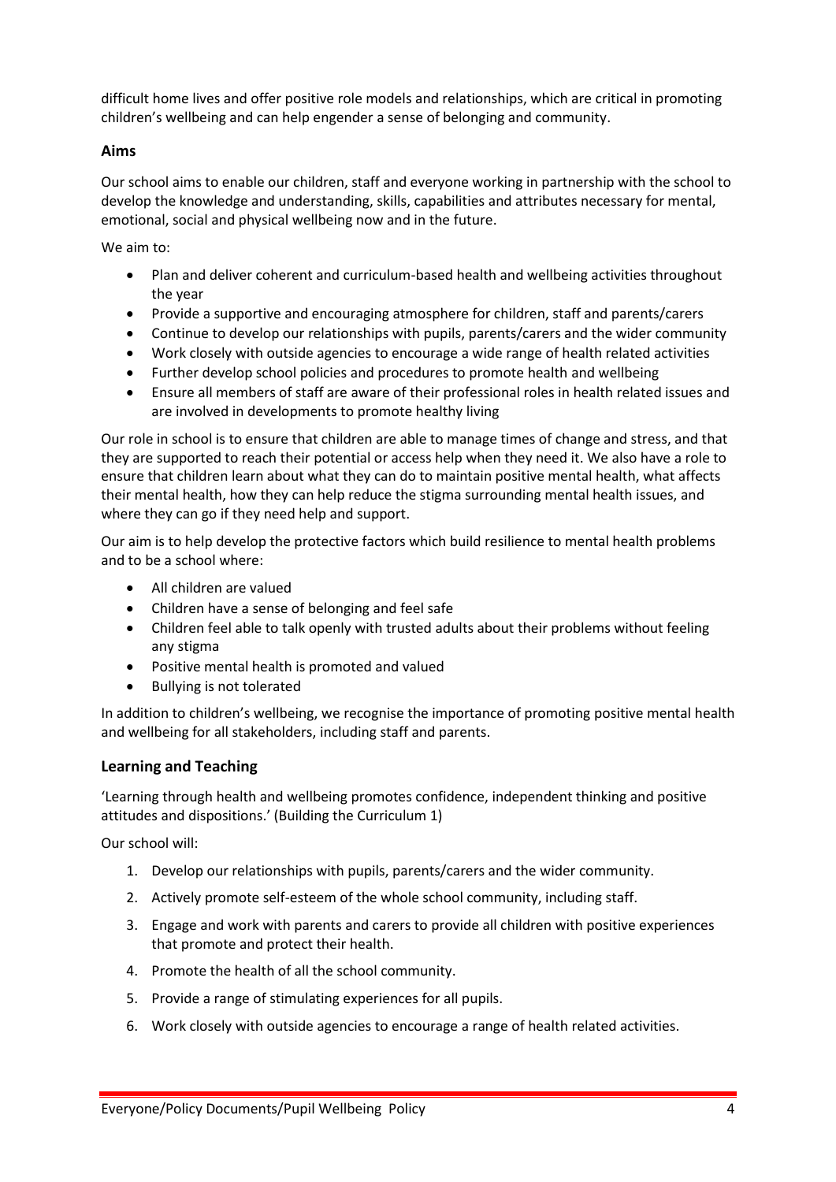difficult home lives and offer positive role models and relationships, which are critical in promoting children's wellbeing and can help engender a sense of belonging and community.

### Aims

Our school aims to enable our children, staff and everyone working in partnership with the school to develop the knowledge and understanding, skills, capabilities and attributes necessary for mental, emotional, social and physical wellbeing now and in the future.

We aim to:

- Plan and deliver coherent and curriculum-based health and wellbeing activities throughout the year
- Provide a supportive and encouraging atmosphere for children, staff and parents/carers
- Continue to develop our relationships with pupils, parents/carers and the wider community
- Work closely with outside agencies to encourage a wide range of health related activities
- Further develop school policies and procedures to promote health and wellbeing
- Ensure all members of staff are aware of their professional roles in health related issues and are involved in developments to promote healthy living

Our role in school is to ensure that children are able to manage times of change and stress, and that they are supported to reach their potential or access help when they need it. We also have a role to ensure that children learn about what they can do to maintain positive mental health, what affects their mental health, how they can help reduce the stigma surrounding mental health issues, and where they can go if they need help and support.

Our aim is to help develop the protective factors which build resilience to mental health problems and to be a school where:

- All children are valued
- Children have a sense of belonging and feel safe
- Children feel able to talk openly with trusted adults about their problems without feeling any stigma
- Positive mental health is promoted and valued
- Bullying is not tolerated

In addition to children's wellbeing, we recognise the importance of promoting positive mental health and wellbeing for all stakeholders, including staff and parents.

### Learning and Teaching

'Learning through health and wellbeing promotes confidence, independent thinking and positive attitudes and dispositions.' (Building the Curriculum 1)

Our school will:

1. Develop our relationships with pupils, parents/carers and the wider community.
2. Actively promote self-esteem of the whole school community, including staff.
3. Engage and work with parents and carers to provide all children with positive experiences that promote and protect their health.
4. Promote the health of all the school community.
5. Provide a range of stimulating experiences for all pupils.
6. Work closely with outside agencies to encourage a range of health related activities.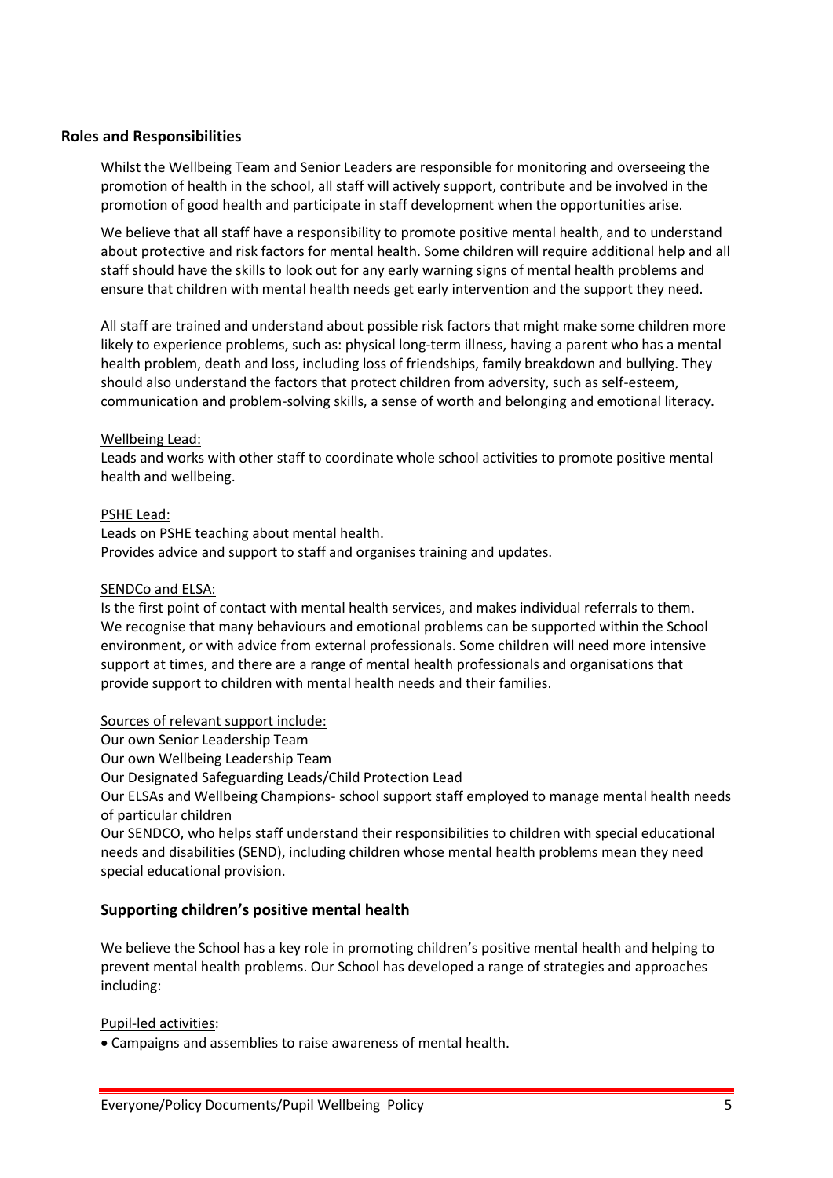## Roles and Responsibilities

Whilst the Wellbeing Team and Senior Leaders are responsible for monitoring and overseeing the promotion of health in the school, all staff will actively support, contribute and be involved in the promotion of good health and participate in staff development when the opportunities arise.

We believe that all staff have a responsibility to promote positive mental health, and to understand about protective and risk factors for mental health. Some children will require additional help and all staff should have the skills to look out for any early warning signs of mental health problems and ensure that children with mental health needs get early intervention and the support they need.

All staff are trained and understand about possible risk factors that might make some children more likely to experience problems, such as: physical long-term illness, having a parent who has a mental health problem, death and loss, including loss of friendships, family breakdown and bullying. They should also understand the factors that protect children from adversity, such as self-esteem, communication and problem-solving skills, a sense of worth and belonging and emotional literacy.

Wellbeing Lead:
Leads and works with other staff to coordinate whole school activities to promote positive mental health and wellbeing.

PSHE Lead:
Leads on PSHE teaching about mental health.
Provides advice and support to staff and organises training and updates.

SENDCo and ELSA:
Is the first point of contact with mental health services, and makes individual referrals to them. We recognise that many behaviours and emotional problems can be supported within the School environment, or with advice from external professionals. Some children will need more intensive support at times, and there are a range of mental health professionals and organisations that provide support to children with mental health needs and their families.

Sources of relevant support include:
Our own Senior Leadership Team
Our own Wellbeing Leadership Team
Our Designated Safeguarding Leads/Child Protection Lead
Our ELSAs and Wellbeing Champions- school support staff employed to manage mental health needs of particular children
Our SENDCO, who helps staff understand their responsibilities to children with special educational needs and disabilities (SEND), including children whose mental health problems mean they need special educational provision.

### Supporting children's positive mental health

We believe the School has a key role in promoting children's positive mental health and helping to prevent mental health problems. Our School has developed a range of strategies and approaches including:

Pupil-led activities:

- Campaigns and assemblies to raise awareness of mental health.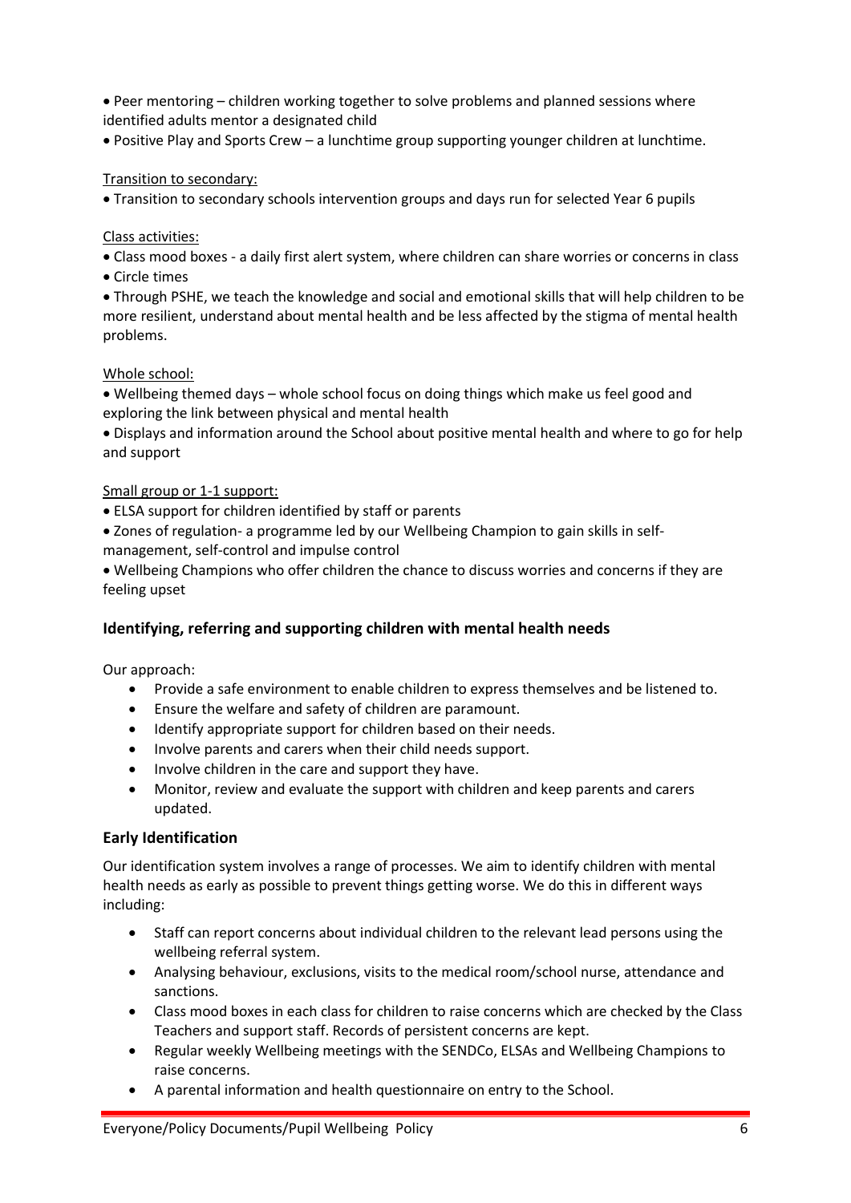- Peer mentoring – children working together to solve problems and planned sessions where identified adults mentor a designated child
- Positive Play and Sports Crew – a lunchtime group supporting younger children at lunchtime.

<u>Transition to secondary:</u>

- Transition to secondary schools intervention groups and days run for selected Year 6 pupils

<u>Class activities:</u>

- Class mood boxes - a daily first alert system, where children can share worries or concerns in class
- Circle times
- Through PSHE, we teach the knowledge and social and emotional skills that will help children to be more resilient, understand about mental health and be less affected by the stigma of mental health problems.

<u>Whole school:</u>

- Wellbeing themed days – whole school focus on doing things which make us feel good and exploring the link between physical and mental health
- Displays and information around the School about positive mental health and where to go for help and support

<u>Small group or 1-1 support:</u>

- ELSA support for children identified by staff or parents
- Zones of regulation- a programme led by our Wellbeing Champion to gain skills in self-management, self-control and impulse control
- Wellbeing Champions who offer children the chance to discuss worries and concerns if they are feeling upset

## Identifying, referring and supporting children with mental health needs

Our approach:

- Provide a safe environment to enable children to express themselves and be listened to.
- Ensure the welfare and safety of children are paramount.
- Identify appropriate support for children based on their needs.
- Involve parents and carers when their child needs support.
- Involve children in the care and support they have.
- Monitor, review and evaluate the support with children and keep parents and carers updated.

## Early Identification

Our identification system involves a range of processes. We aim to identify children with mental health needs as early as possible to prevent things getting worse. We do this in different ways including:

- Staff can report concerns about individual children to the relevant lead persons using the wellbeing referral system.
- Analysing behaviour, exclusions, visits to the medical room/school nurse, attendance and sanctions.
- Class mood boxes in each class for children to raise concerns which are checked by the Class Teachers and support staff. Records of persistent concerns are kept.
- Regular weekly Wellbeing meetings with the SENDCo, ELSAs and Wellbeing Champions to raise concerns.
- A parental information and health questionnaire on entry to the School.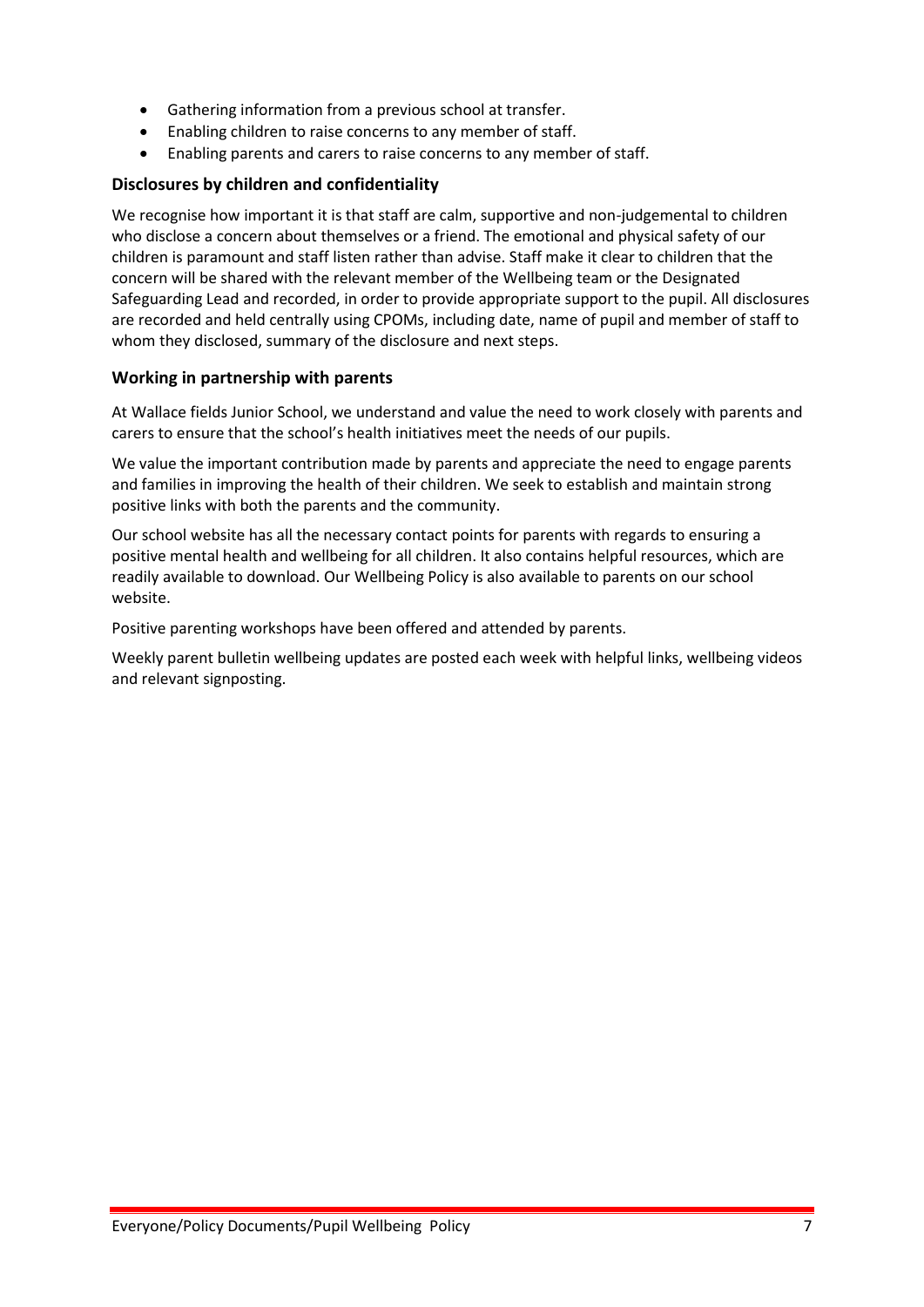- Gathering information from a previous school at transfer.
- Enabling children to raise concerns to any member of staff.
- Enabling parents and carers to raise concerns to any member of staff.

### Disclosures by children and confidentiality

We recognise how important it is that staff are calm, supportive and non-judgemental to children who disclose a concern about themselves or a friend. The emotional and physical safety of our children is paramount and staff listen rather than advise. Staff make it clear to children that the concern will be shared with the relevant member of the Wellbeing team or the Designated Safeguarding Lead and recorded, in order to provide appropriate support to the pupil. All disclosures are recorded and held centrally using CPOMs, including date, name of pupil and member of staff to whom they disclosed, summary of the disclosure and next steps.

### Working in partnership with parents

At Wallace fields Junior School, we understand and value the need to work closely with parents and carers to ensure that the school's health initiatives meet the needs of our pupils.

We value the important contribution made by parents and appreciate the need to engage parents and families in improving the health of their children. We seek to establish and maintain strong positive links with both the parents and the community.

Our school website has all the necessary contact points for parents with regards to ensuring a positive mental health and wellbeing for all children. It also contains helpful resources, which are readily available to download. Our Wellbeing Policy is also available to parents on our school website.

Positive parenting workshops have been offered and attended by parents.

Weekly parent bulletin wellbeing updates are posted each week with helpful links, wellbeing videos and relevant signposting.